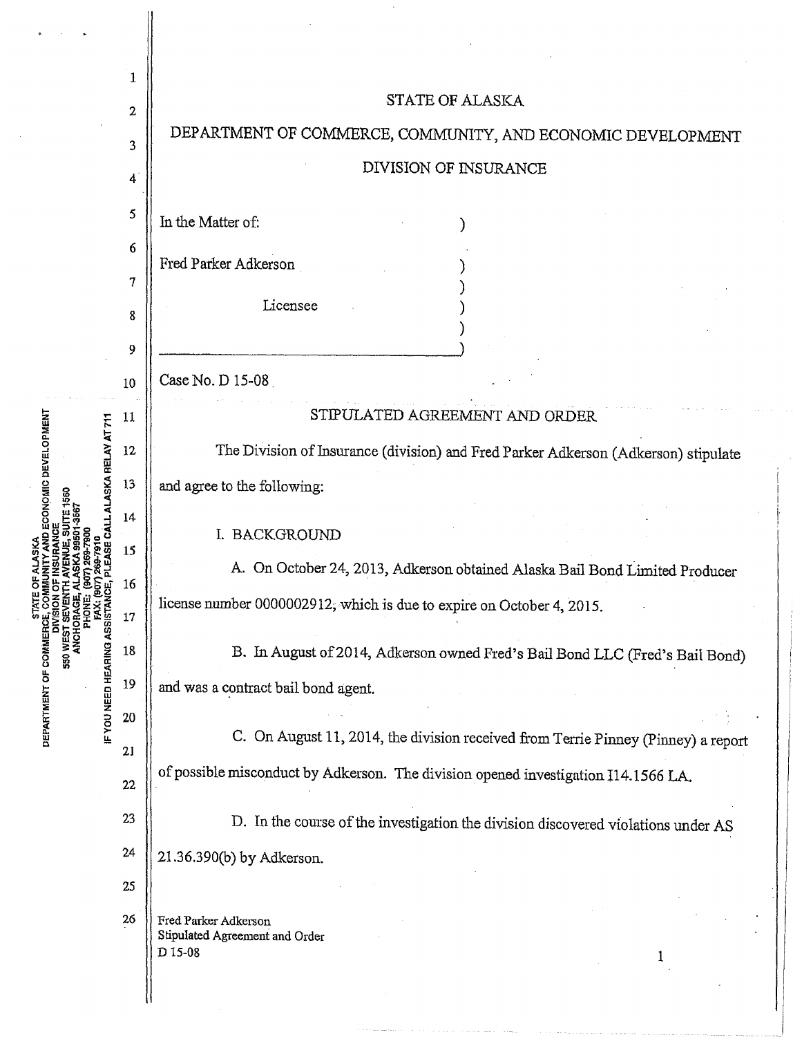STATE OF ALASKA

DEPARTMENT OF COMMERCE, COMMUNITY, AND ECONOMIC DEVELOPMENT

DIVISION OF INSURANCE

In the Matter of:

Fred Parker Adkerson

Licensee

Case No. D 15-08

## STIPULATED AGREEMENT AND ORDER

The Division of Insurance (division) and Fred Parker Adkerson (Adkerson) stipulate and agree to the following:

I. BACKGROUND

A. On October 24, 2013, Adkerson obtained Alaska Bail Bond Limited Producer license number 0000002912, which is due to expire on October 4, 2015.

B. In August of 2014, Adkerson owned Fred's Bail Bond LLC (Fred's Bail Bond) and was a contract bail bond agent.

C. On August 11, 2014, the division received from Terrie Pinney (Pinney) a report of possible misconduct by Adkerson. The division opened investigation I14.1566 LA.

D. In the course of the investigation the division discovered violations under AS 21.36.390(b) by Adkerson.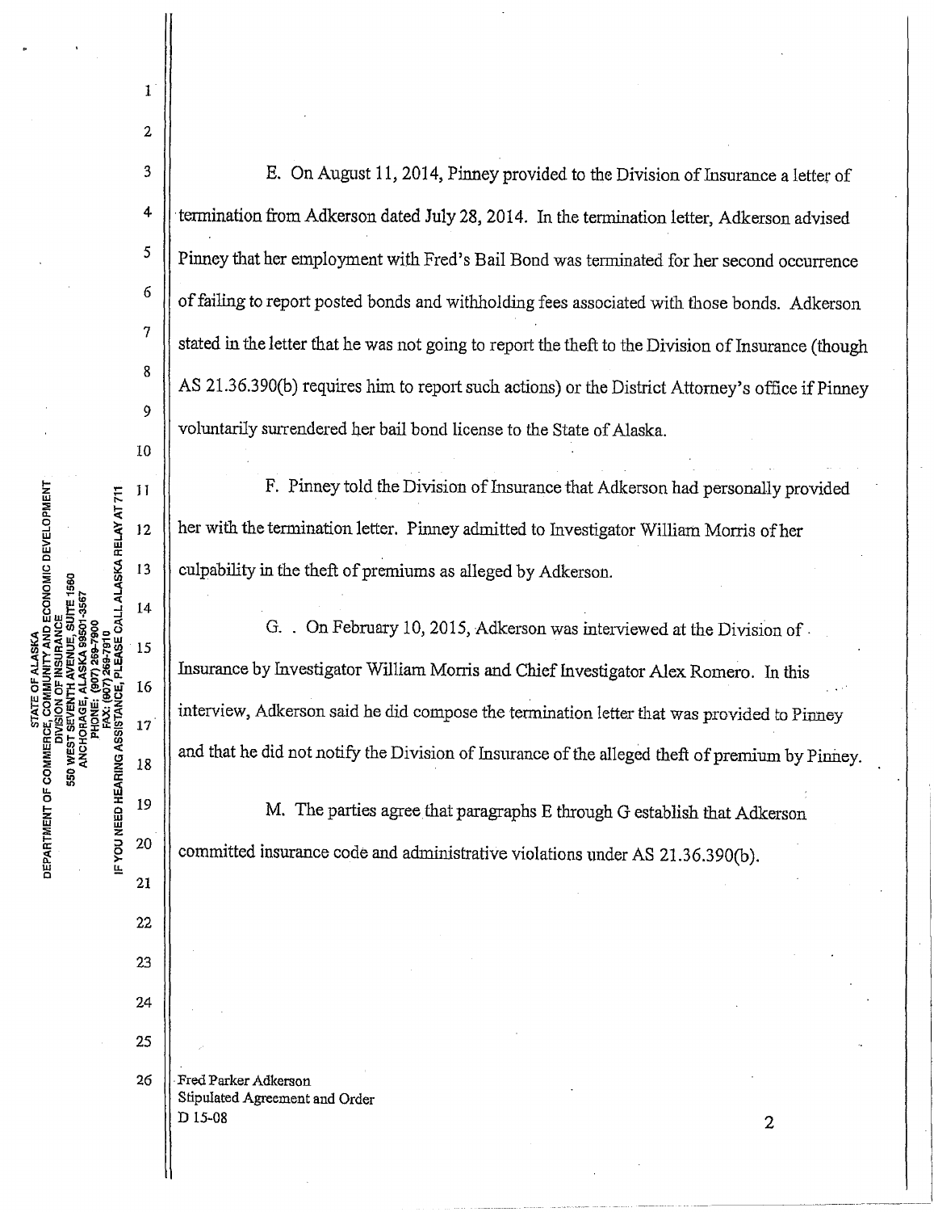E. On August 11, 2014, Pinney provided to the Division of Insurance a letter of termination from Adkerson dated July 28, 2014. In the termination letter, Adkerson advised Pinney that her employment with Fred's Bail Bond was terminated for her second occurrence of failing to report posted bonds and withholding fees associated with those bonds. Adkerson stated in the letter that he was not going to report the theft to the Division of Insurance (though AS 21.36.390(b) requires him to report such actions) or the District Attorney's office if Pinney voluntarily surrendered her bail bond license to the State of Alaska.

F. Pinney told the Division of Insurance that Adkerson had personally provided her with the termination letter. Pinney admitted to Investigator William Morris of her culpability in the theft of premiums as alleged by Adkerson.

G. . On February 10, 2015, Adkerson was interviewed at the Division of Insurance by Investigator William Morris and Chief Investigator Alex Romero. In this interview, Adkerson said he did compose the termination letter that was provided to Pinney and that he did not notify the Division of Insurance of the alleged theft of premium by Pinney.

M. The parties agree that paragraphs E through G establish that Adkerson committed insurance code and administrative violations under AS 21.36.390(b).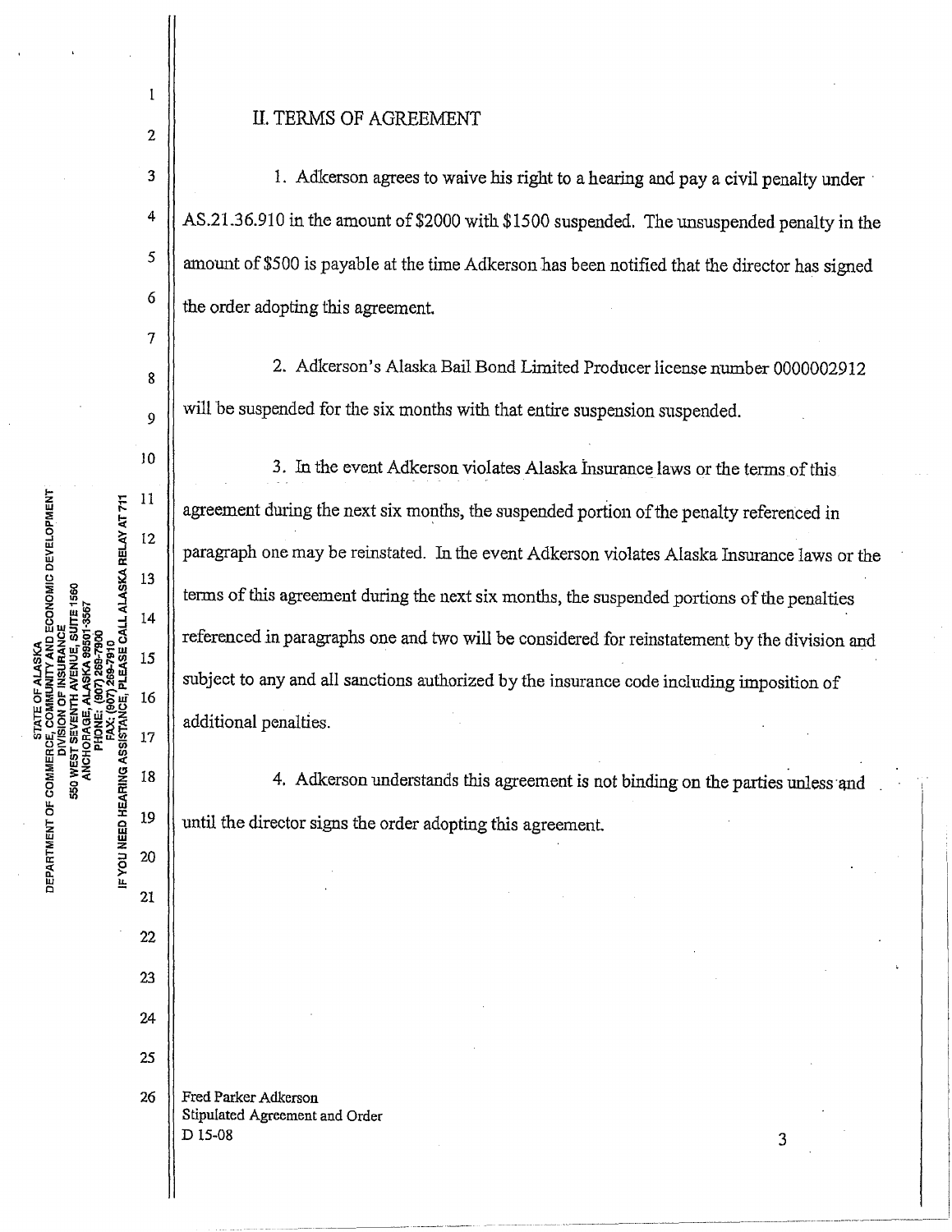## II. TERMS OF AGREEMENT

1. Adkerson agrees to waive his right to a hearing and pay a civil penalty under AS.21.36.910 in the amount of $2000 with $1500 suspended. The unsuspended penalty in the amount of $500 is payable at the time Adkerson has been notified that the director has signed the order adopting this agreement.

2. Adkerson's Alaska Bail Bond Limited Producer license number 0000002912 will be suspended for the six months with that entire suspension suspended.

3. In the event Adkerson violates Alaska Insurance laws or the terms of this agreement during the next six months, the suspended portion of the penalty referenced in paragraph one may be reinstated. In the event Adkerson violates Alaska Insurance laws or the terms of this agreement during the next six months, the suspended portions of the penalties referenced in paragraphs one and two will be considered for reinstatement by the division and subject to any and all sanctions authorized by the insurance code including imposition of additional penalties.

4. Adkerson understands this agreement is not binding on the parties unless and until the director signs the order adopting this agreement.

Fred Parker Adkerson
Stipulated Agreement and Order
D 15-08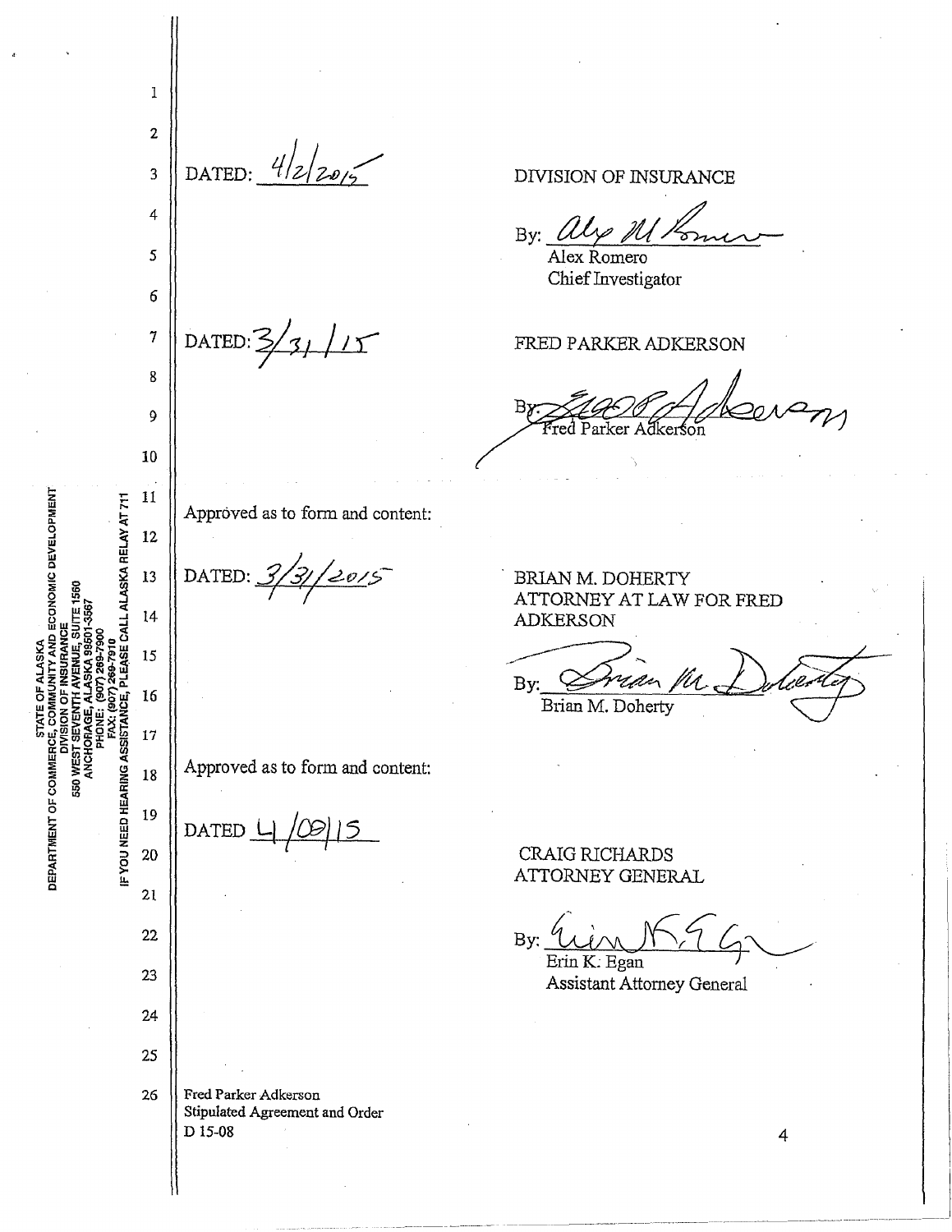DATED: 4/2/2015

DIVISION OF INSURANCE

By: Alex M Romero
Alex Romero
Chief Investigator

DATED: 3/31/15

FRED PARKER ADKERSON

By: Fred Parker Adkerson
Fred Parker Adkerson

Approved as to form and content:

DATED: 3/31/2015

BRIAN M. DOHERTY
ATTORNEY AT LAW FOR FRED ADKERSON

By: Brian M. Doherty
Brian M. Doherty

Approved as to form and content:

DATED 4/08/15

CRAIG RICHARDS
ATTORNEY GENERAL

By: Erin K. Egan
Erin K. Egan
Assistant Attorney General

Fred Parker Adkerson
Stipulated Agreement and Order
D 15-08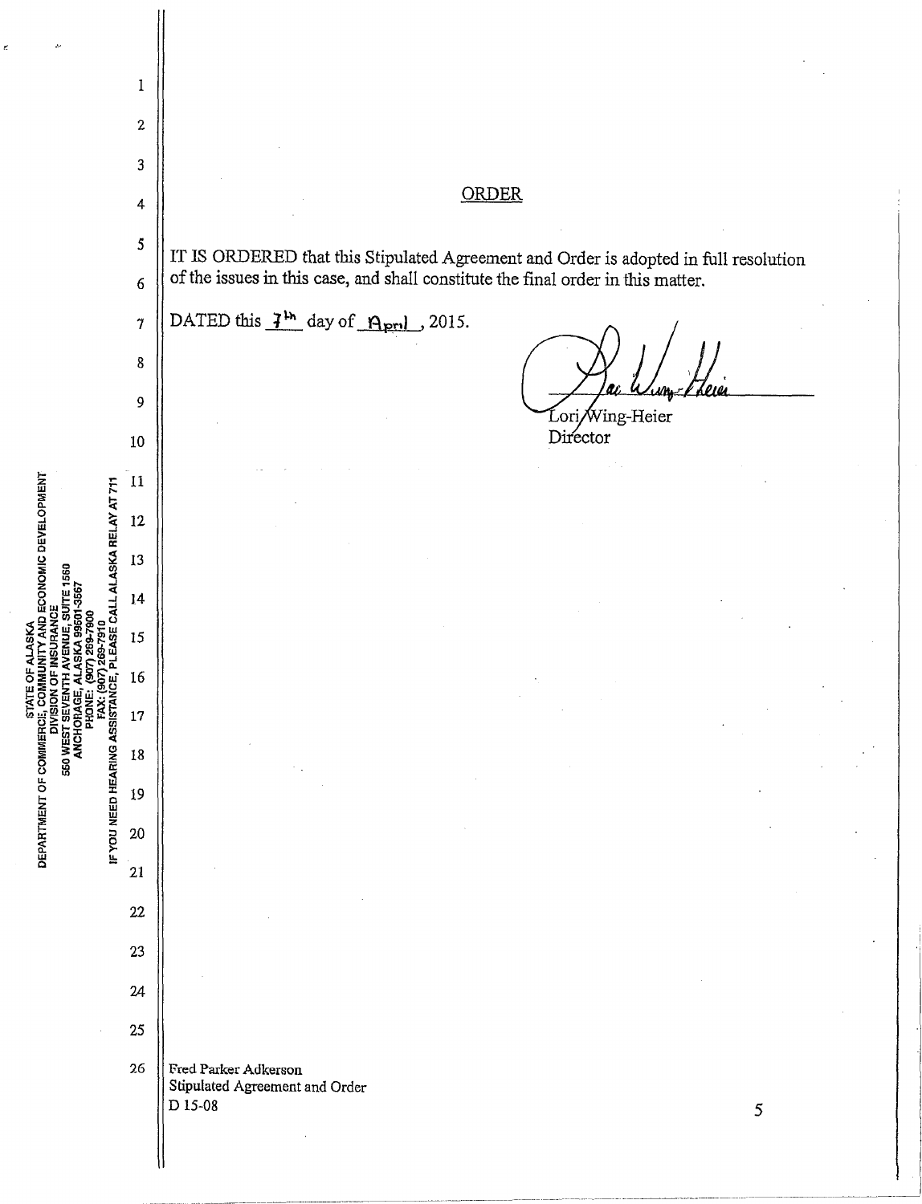## ORDER

IT IS ORDERED that this Stipulated Agreement and Order is adopted in full resolution of the issues in this case, and shall constitute the final order in this matter.

DATED this 7th day of April, 2015.

Lori Wing-Heier
Director

STATE OF ALASKA
DEPARTMENT OF COMMERCE, COMMUNITY AND ECONOMIC DEVELOPMENT
DIVISION OF INSURANCE
550 WEST SEVENTH AVENUE, SUITE 1560
ANCHORAGE, ALASKA 99501-3567
PHONE: (907) 269-7900
FAX: (907) 269-7910
IF YOU NEED HEARING ASSISTANCE, PLEASE CALL ALASKA RELAY AT 711

Fred Parker Adkerson
Stipulated Agreement and Order
D 15-08